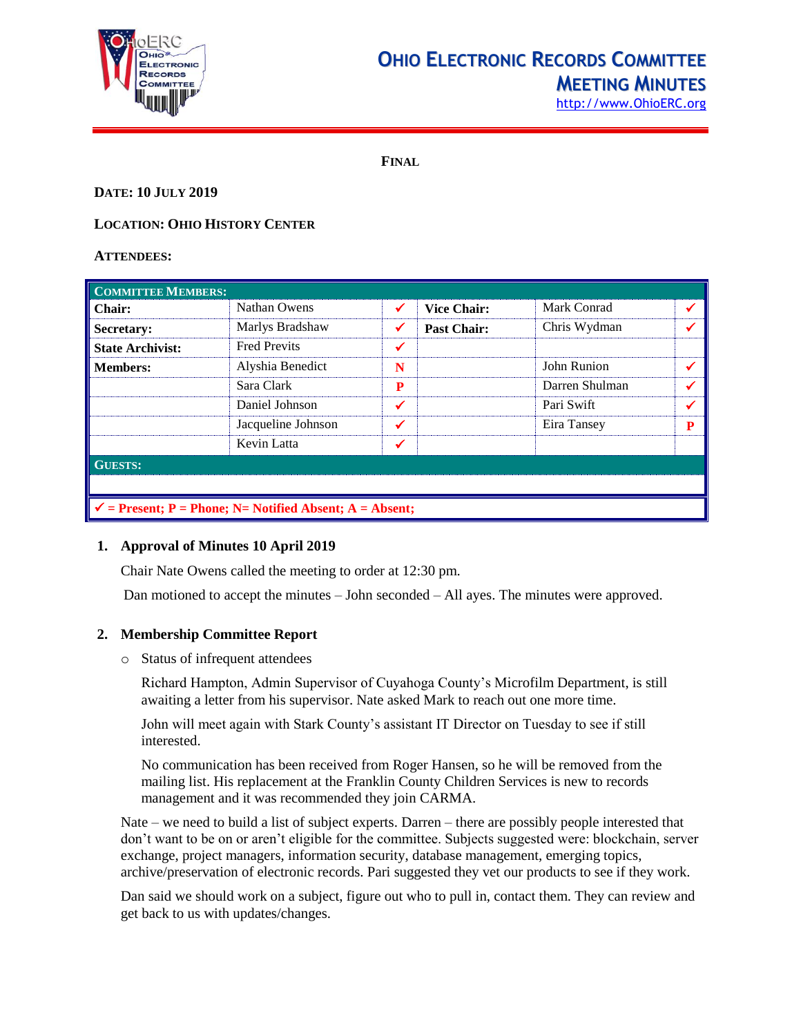# Ohio Electronic Records Committee
## Meeting Minutes

http://www.OhioERC.org

**FINAL**

**DATE: 10 JULY 2019**

**LOCATION: OHIO HISTORY CENTER**

**ATTENDEES:**

| **COMMITTEE MEMBERS:** | | | | | |
|---|---|---|---|---|---|
| **Chair:** | Nathan Owens | ✓ | **Vice Chair:** | Mark Conrad | ✓ |
| **Secretary:** | Marlys Bradshaw | ✓ | **Past Chair:** | Chris Wydman | ✓ |
| **State Archivist:** | Fred Previts | ✓ | | | |
| **Members:** | Alyshia Benedict | N | | John Runion | ✓ |
| | Sara Clark | P | | Darren Shulman | ✓ |
| | Daniel Johnson | ✓ | | Pari Swift | ✓ |
| | Jacqueline Johnson | ✓ | | Eira Tansey | P |
| | Kevin Latta | ✓ | | | |
| **GUESTS:** | | | | | |
| | | | | | |
| ✓ = Present; P = Phone; N= Notified Absent; A = Absent; | | | | | |

1. **Approval of Minutes 10 April 2019**

   Chair Nate Owens called the meeting to order at 12:30 pm.

   Dan motioned to accept the minutes – John seconded – All ayes. The minutes were approved.

2. **Membership Committee Report**

   - Status of infrequent attendees

     Richard Hampton, Admin Supervisor of Cuyahoga County's Microfilm Department, is still awaiting a letter from his supervisor. Nate asked Mark to reach out one more time.

     John will meet again with Stark County's assistant IT Director on Tuesday to see if still interested.

     No communication has been received from Roger Hansen, so he will be removed from the mailing list. His replacement at the Franklin County Children Services is new to records management and it was recommended they join CARMA.

   Nate – we need to build a list of subject experts. Darren – there are possibly people interested that don't want to be on or aren't eligible for the committee. Subjects suggested were: blockchain, server exchange, project managers, information security, database management, emerging topics, archive/preservation of electronic records. Pari suggested they vet our products to see if they work.

   Dan said we should work on a subject, figure out who to pull in, contact them. They can review and get back to us with updates/changes.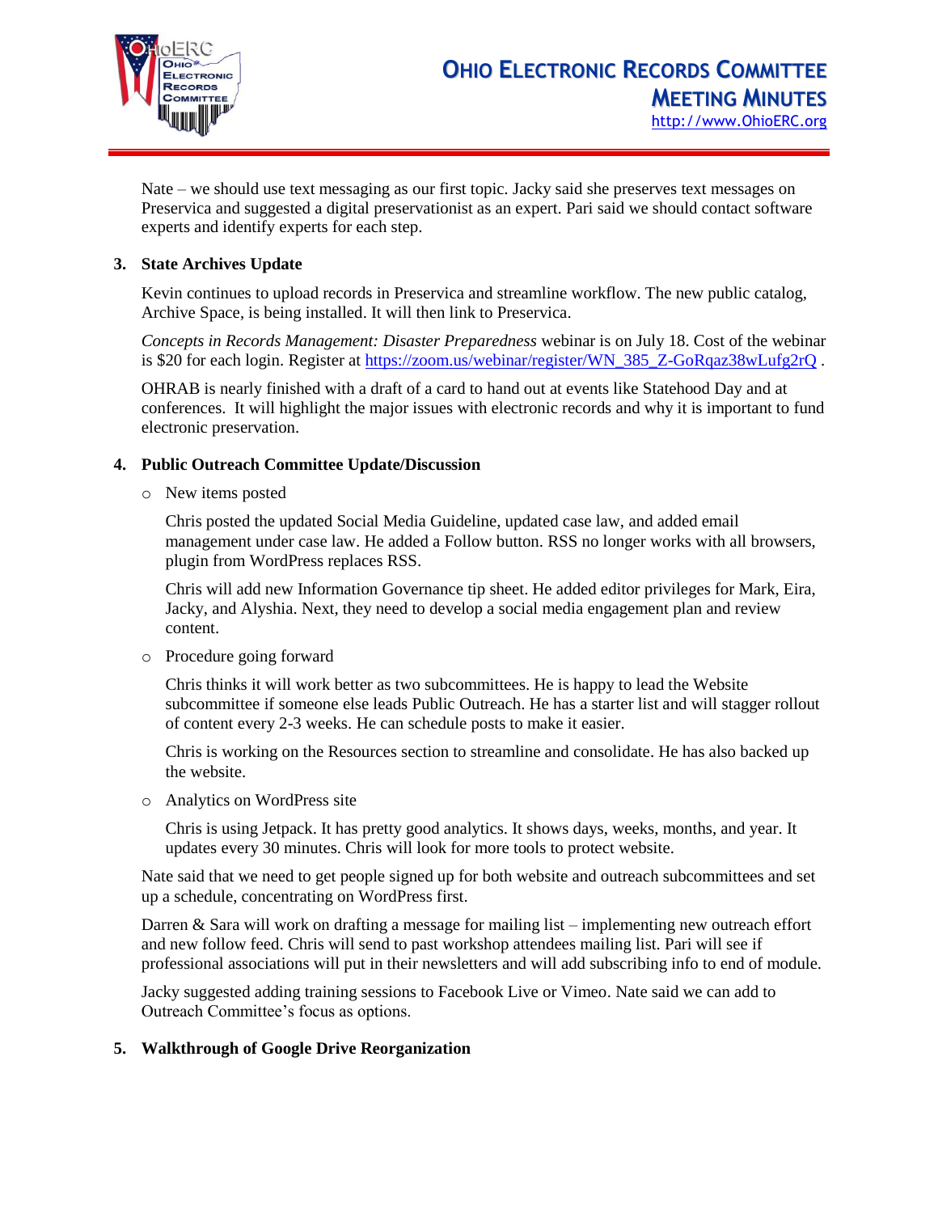Nate – we should use text messaging as our first topic. Jacky said she preserves text messages on Preservica and suggested a digital preservationist as an expert. Pari said we should contact software experts and identify experts for each step.

3. **State Archives Update**

   Kevin continues to upload records in Preservica and streamline workflow. The new public catalog, Archive Space, is being installed. It will then link to Preservica.

   *Concepts in Records Management: Disaster Preparedness* webinar is on July 18. Cost of the webinar is $20 for each login. Register at https://zoom.us/webinar/register/WN_385_Z-GoRqaz38wLufg2rQ .

   OHRAB is nearly finished with a draft of a card to hand out at events like Statehood Day and at conferences. It will highlight the major issues with electronic records and why it is important to fund electronic preservation.

4. **Public Outreach Committee Update/Discussion**

   - New items posted

     Chris posted the updated Social Media Guideline, updated case law, and added email management under case law. He added a Follow button. RSS no longer works with all browsers, plugin from WordPress replaces RSS.

     Chris will add new Information Governance tip sheet. He added editor privileges for Mark, Eira, Jacky, and Alyshia. Next, they need to develop a social media engagement plan and review content.

   - Procedure going forward

     Chris thinks it will work better as two subcommittees. He is happy to lead the Website subcommittee if someone else leads Public Outreach. He has a starter list and will stagger rollout of content every 2-3 weeks. He can schedule posts to make it easier.

     Chris is working on the Resources section to streamline and consolidate. He has also backed up the website.

   - Analytics on WordPress site

     Chris is using Jetpack. It has pretty good analytics. It shows days, weeks, months, and year. It updates every 30 minutes. Chris will look for more tools to protect website.

   Nate said that we need to get people signed up for both website and outreach subcommittees and set up a schedule, concentrating on WordPress first.

   Darren & Sara will work on drafting a message for mailing list – implementing new outreach effort and new follow feed. Chris will send to past workshop attendees mailing list. Pari will see if professional associations will put in their newsletters and will add subscribing info to end of module.

   Jacky suggested adding training sessions to Facebook Live or Vimeo. Nate said we can add to Outreach Committee's focus as options.

5. **Walkthrough of Google Drive Reorganization**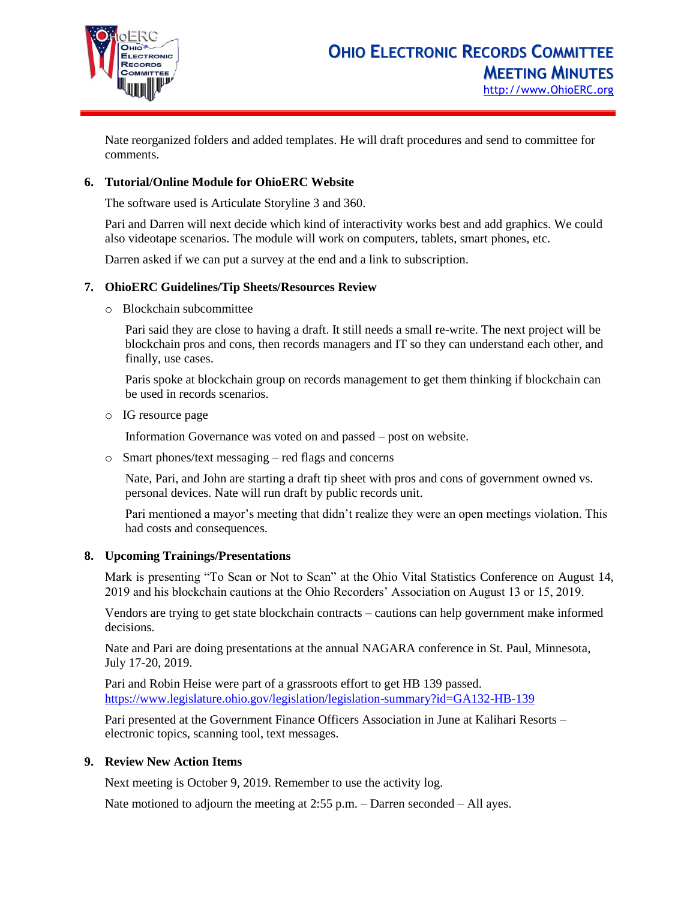Nate reorganized folders and added templates. He will draft procedures and send to committee for comments.

**6. Tutorial/Online Module for OhioERC Website**

The software used is Articulate Storyline 3 and 360.

Pari and Darren will next decide which kind of interactivity works best and add graphics. We could also videotape scenarios. The module will work on computers, tablets, smart phones, etc.

Darren asked if we can put a survey at the end and a link to subscription.

**7. OhioERC Guidelines/Tip Sheets/Resources Review**

- Blockchain subcommittee

  Pari said they are close to having a draft. It still needs a small re-write. The next project will be blockchain pros and cons, then records managers and IT so they can understand each other, and finally, use cases.

  Paris spoke at blockchain group on records management to get them thinking if blockchain can be used in records scenarios.

- IG resource page

  Information Governance was voted on and passed – post on website.

- Smart phones/text messaging – red flags and concerns

  Nate, Pari, and John are starting a draft tip sheet with pros and cons of government owned vs. personal devices. Nate will run draft by public records unit.

  Pari mentioned a mayor's meeting that didn't realize they were an open meetings violation. This had costs and consequences.

**8. Upcoming Trainings/Presentations**

Mark is presenting "To Scan or Not to Scan" at the Ohio Vital Statistics Conference on August 14, 2019 and his blockchain cautions at the Ohio Recorders' Association on August 13 or 15, 2019.

Vendors are trying to get state blockchain contracts – cautions can help government make informed decisions.

Nate and Pari are doing presentations at the annual NAGARA conference in St. Paul, Minnesota, July 17-20, 2019.

Pari and Robin Heise were part of a grassroots effort to get HB 139 passed.
https://www.legislature.ohio.gov/legislation/legislation-summary?id=GA132-HB-139

Pari presented at the Government Finance Officers Association in June at Kalihari Resorts – electronic topics, scanning tool, text messages.

**9. Review New Action Items**

Next meeting is October 9, 2019. Remember to use the activity log.

Nate motioned to adjourn the meeting at 2:55 p.m. – Darren seconded – All ayes.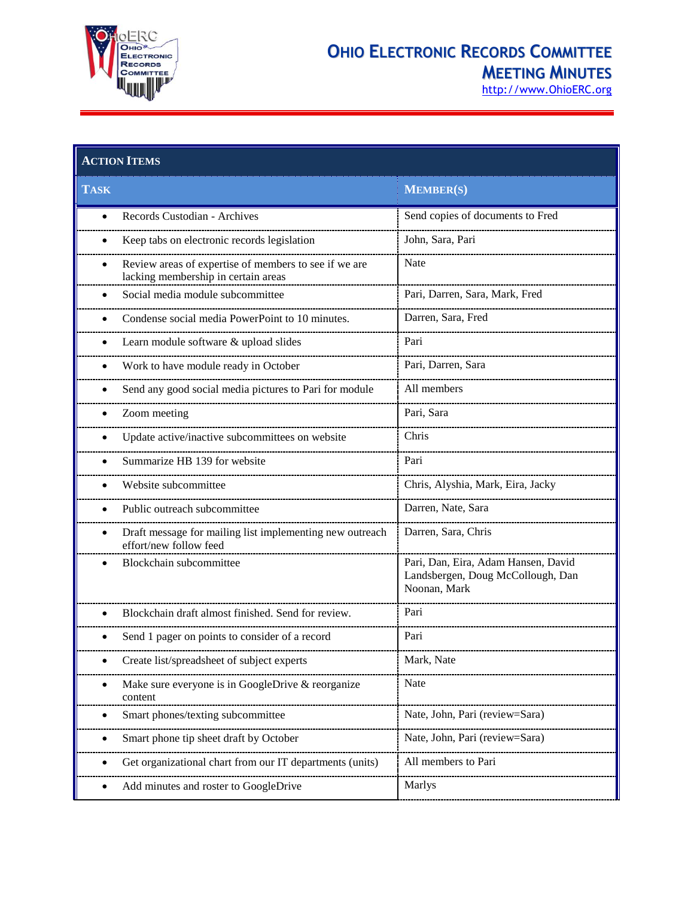# Ohio Electronic Records Committee

## Meeting Minutes

http://www.OhioERC.org

| **Action Items** | |
|---|---|
| **Task** | **Member(s)** |
| • Records Custodian - Archives | Send copies of documents to Fred |
| • Keep tabs on electronic records legislation | John, Sara, Pari |
| • Review areas of expertise of members to see if we are lacking membership in certain areas | Nate |
| • Social media module subcommittee | Pari, Darren, Sara, Mark, Fred |
| • Condense social media PowerPoint to 10 minutes. | Darren, Sara, Fred |
| • Learn module software & upload slides | Pari |
| • Work to have module ready in October | Pari, Darren, Sara |
| • Send any good social media pictures to Pari for module | All members |
| • Zoom meeting | Pari, Sara |
| • Update active/inactive subcommittees on website | Chris |
| • Summarize HB 139 for website | Pari |
| • Website subcommittee | Chris, Alyshia, Mark, Eira, Jacky |
| • Public outreach subcommittee | Darren, Nate, Sara |
| • Draft message for mailing list implementing new outreach effort/new follow feed | Darren, Sara, Chris |
| • Blockchain subcommittee | Pari, Dan, Eira, Adam Hansen, David Landsbergen, Doug McCollough, Dan Noonan, Mark |
| • Blockchain draft almost finished. Send for review. | Pari |
| • Send 1 pager on points to consider of a record | Pari |
| • Create list/spreadsheet of subject experts | Mark, Nate |
| • Make sure everyone is in GoogleDrive & reorganize content | Nate |
| • Smart phones/texting subcommittee | Nate, John, Pari (review=Sara) |
| • Smart phone tip sheet draft by October | Nate, John, Pari (review=Sara) |
| • Get organizational chart from our IT departments (units) | All members to Pari |
| • Add minutes and roster to GoogleDrive | Marlys |